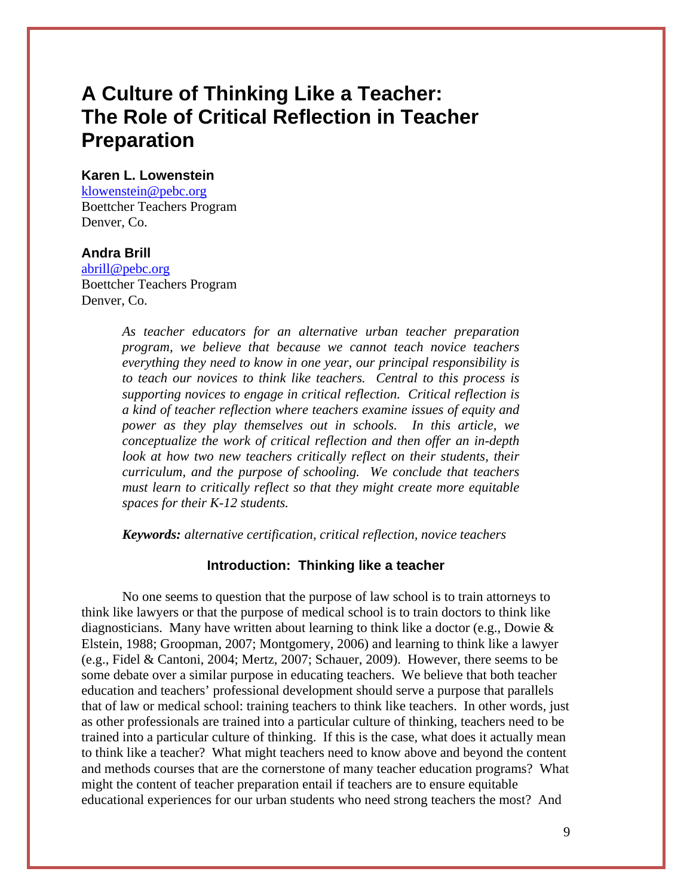# A Culture of Thinking Like a Teacher: The Role of Critical Reflection in Teacher Preparation

**Karen L. Lowenstein**
klowenstein@pebc.org
Boettcher Teachers Program
Denver, Co.

**Andra Brill**
abrill@pebc.org
Boettcher Teachers Program
Denver, Co.

*As teacher educators for an alternative urban teacher preparation program, we believe that because we cannot teach novice teachers everything they need to know in one year, our principal responsibility is to teach our novices to think like teachers. Central to this process is supporting novices to engage in critical reflection. Critical reflection is a kind of teacher reflection where teachers examine issues of equity and power as they play themselves out in schools. In this article, we conceptualize the work of critical reflection and then offer an in-depth look at how two new teachers critically reflect on their students, their curriculum, and the purpose of schooling. We conclude that teachers must learn to critically reflect so that they might create more equitable spaces for their K-12 students.*

***Keywords:*** *alternative certification, critical reflection, novice teachers*

## Introduction: Thinking like a teacher

No one seems to question that the purpose of law school is to train attorneys to think like lawyers or that the purpose of medical school is to train doctors to think like diagnosticians. Many have written about learning to think like a doctor (e.g., Dowie & Elstein, 1988; Groopman, 2007; Montgomery, 2006) and learning to think like a lawyer (e.g., Fidel & Cantoni, 2004; Mertz, 2007; Schauer, 2009). However, there seems to be some debate over a similar purpose in educating teachers. We believe that both teacher education and teachers' professional development should serve a purpose that parallels that of law or medical school: training teachers to think like teachers. In other words, just as other professionals are trained into a particular culture of thinking, teachers need to be trained into a particular culture of thinking. If this is the case, what does it actually mean to think like a teacher? What might teachers need to know above and beyond the content and methods courses that are the cornerstone of many teacher education programs? What might the content of teacher preparation entail if teachers are to ensure equitable educational experiences for our urban students who need strong teachers the most? And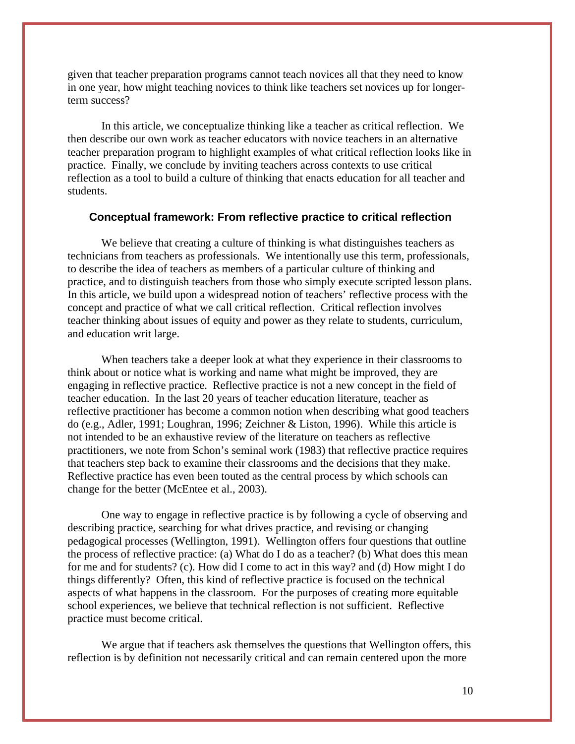given that teacher preparation programs cannot teach novices all that they need to know in one year, how might teaching novices to think like teachers set novices up for longer-term success?

In this article, we conceptualize thinking like a teacher as critical reflection. We then describe our own work as teacher educators with novice teachers in an alternative teacher preparation program to highlight examples of what critical reflection looks like in practice. Finally, we conclude by inviting teachers across contexts to use critical reflection as a tool to build a culture of thinking that enacts education for all teacher and students.

## Conceptual framework: From reflective practice to critical reflection

We believe that creating a culture of thinking is what distinguishes teachers as technicians from teachers as professionals. We intentionally use this term, professionals, to describe the idea of teachers as members of a particular culture of thinking and practice, and to distinguish teachers from those who simply execute scripted lesson plans. In this article, we build upon a widespread notion of teachers' reflective process with the concept and practice of what we call critical reflection. Critical reflection involves teacher thinking about issues of equity and power as they relate to students, curriculum, and education writ large.

When teachers take a deeper look at what they experience in their classrooms to think about or notice what is working and name what might be improved, they are engaging in reflective practice. Reflective practice is not a new concept in the field of teacher education. In the last 20 years of teacher education literature, teacher as reflective practitioner has become a common notion when describing what good teachers do (e.g., Adler, 1991; Loughran, 1996; Zeichner & Liston, 1996). While this article is not intended to be an exhaustive review of the literature on teachers as reflective practitioners, we note from Schon's seminal work (1983) that reflective practice requires that teachers step back to examine their classrooms and the decisions that they make. Reflective practice has even been touted as the central process by which schools can change for the better (McEntee et al., 2003).

One way to engage in reflective practice is by following a cycle of observing and describing practice, searching for what drives practice, and revising or changing pedagogical processes (Wellington, 1991). Wellington offers four questions that outline the process of reflective practice: (a) What do I do as a teacher? (b) What does this mean for me and for students? (c). How did I come to act in this way? and (d) How might I do things differently? Often, this kind of reflective practice is focused on the technical aspects of what happens in the classroom. For the purposes of creating more equitable school experiences, we believe that technical reflection is not sufficient. Reflective practice must become critical.

We argue that if teachers ask themselves the questions that Wellington offers, this reflection is by definition not necessarily critical and can remain centered upon the more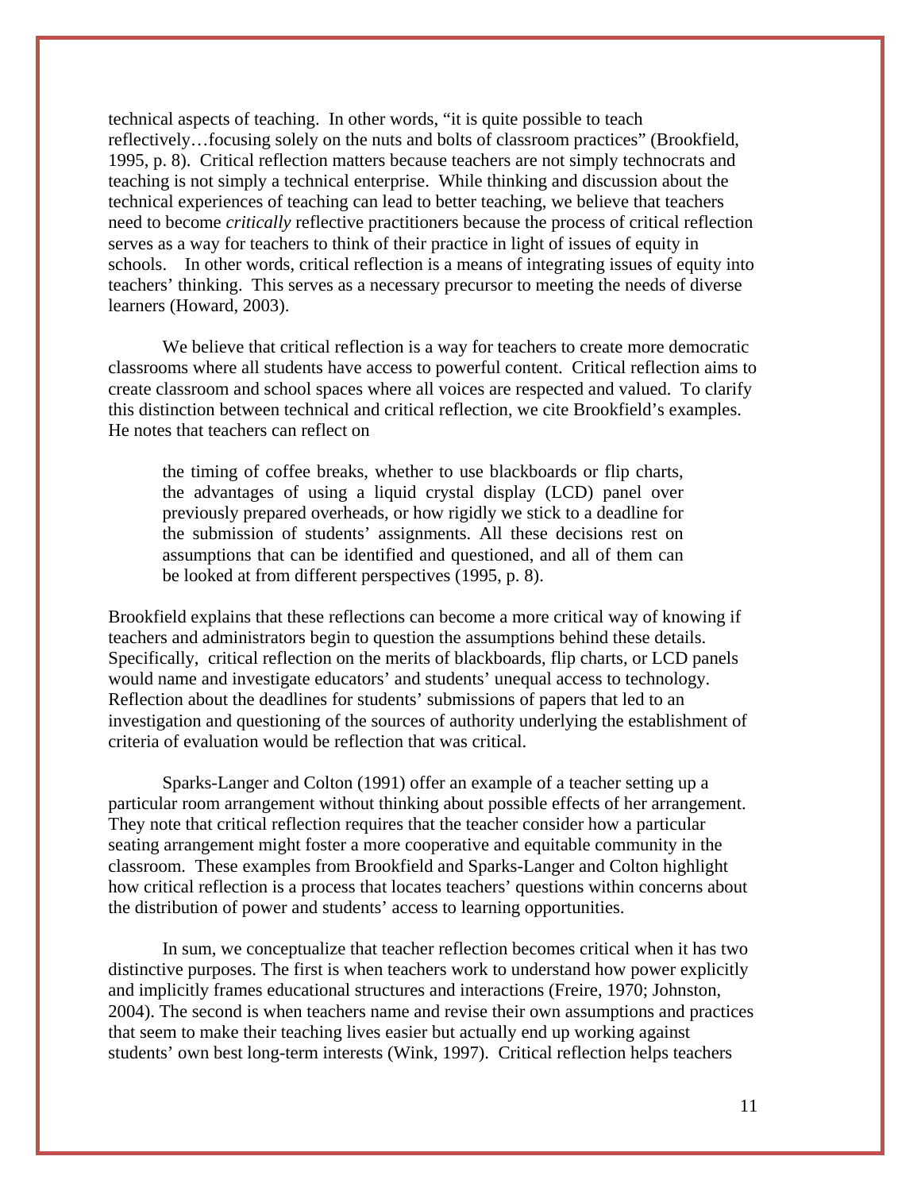technical aspects of teaching. In other words, "it is quite possible to teach reflectively…focusing solely on the nuts and bolts of classroom practices" (Brookfield, 1995, p. 8). Critical reflection matters because teachers are not simply technocrats and teaching is not simply a technical enterprise. While thinking and discussion about the technical experiences of teaching can lead to better teaching, we believe that teachers need to become *critically* reflective practitioners because the process of critical reflection serves as a way for teachers to think of their practice in light of issues of equity in schools. In other words, critical reflection is a means of integrating issues of equity into teachers' thinking. This serves as a necessary precursor to meeting the needs of diverse learners (Howard, 2003).

We believe that critical reflection is a way for teachers to create more democratic classrooms where all students have access to powerful content. Critical reflection aims to create classroom and school spaces where all voices are respected and valued. To clarify this distinction between technical and critical reflection, we cite Brookfield's examples. He notes that teachers can reflect on

> the timing of coffee breaks, whether to use blackboards or flip charts, the advantages of using a liquid crystal display (LCD) panel over previously prepared overheads, or how rigidly we stick to a deadline for the submission of students' assignments. All these decisions rest on assumptions that can be identified and questioned, and all of them can be looked at from different perspectives (1995, p. 8).

Brookfield explains that these reflections can become a more critical way of knowing if teachers and administrators begin to question the assumptions behind these details. Specifically, critical reflection on the merits of blackboards, flip charts, or LCD panels would name and investigate educators' and students' unequal access to technology. Reflection about the deadlines for students' submissions of papers that led to an investigation and questioning of the sources of authority underlying the establishment of criteria of evaluation would be reflection that was critical.

Sparks-Langer and Colton (1991) offer an example of a teacher setting up a particular room arrangement without thinking about possible effects of her arrangement. They note that critical reflection requires that the teacher consider how a particular seating arrangement might foster a more cooperative and equitable community in the classroom. These examples from Brookfield and Sparks-Langer and Colton highlight how critical reflection is a process that locates teachers' questions within concerns about the distribution of power and students' access to learning opportunities.

In sum, we conceptualize that teacher reflection becomes critical when it has two distinctive purposes. The first is when teachers work to understand how power explicitly and implicitly frames educational structures and interactions (Freire, 1970; Johnston, 2004). The second is when teachers name and revise their own assumptions and practices that seem to make their teaching lives easier but actually end up working against students' own best long-term interests (Wink, 1997). Critical reflection helps teachers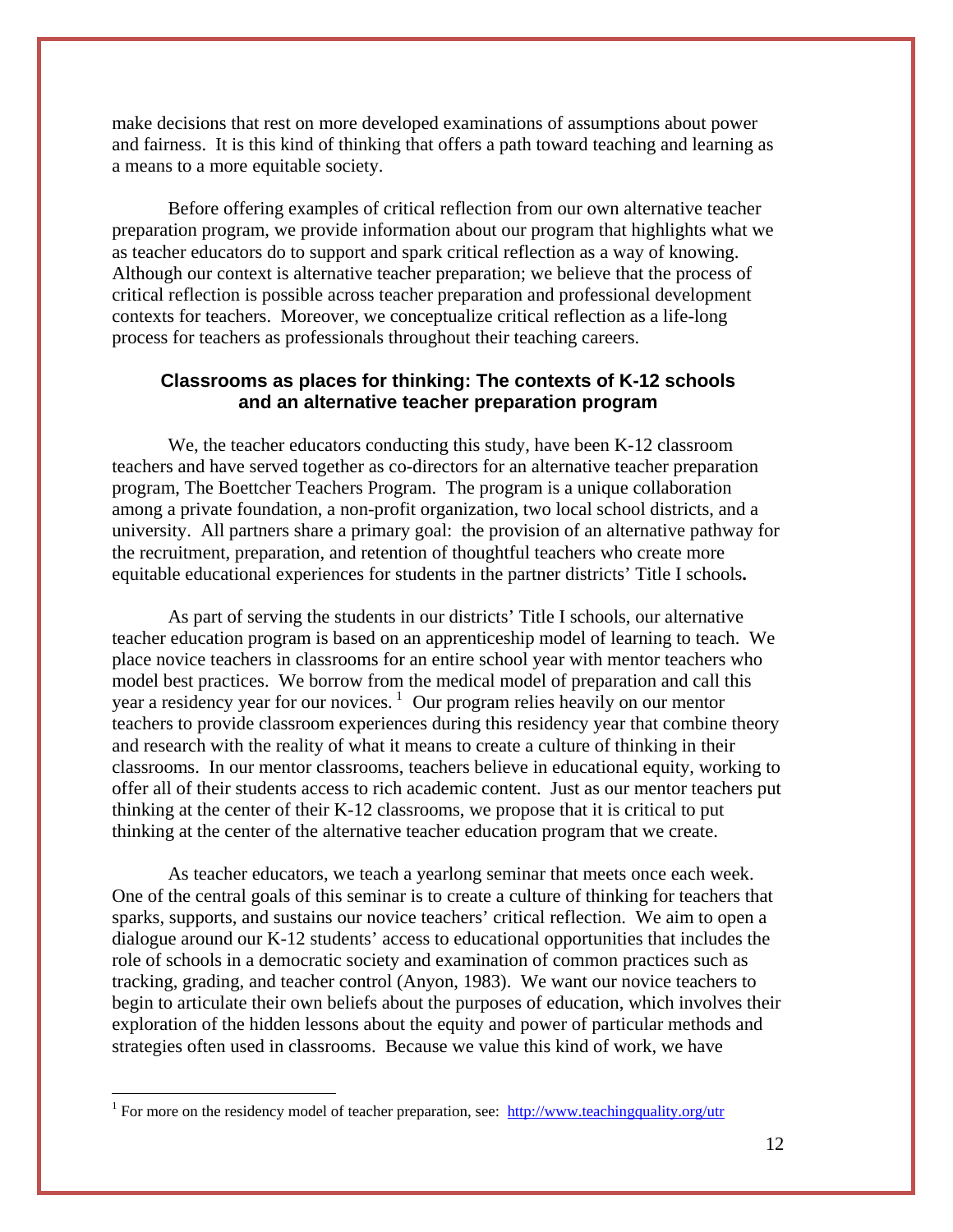make decisions that rest on more developed examinations of assumptions about power and fairness. It is this kind of thinking that offers a path toward teaching and learning as a means to a more equitable society.

Before offering examples of critical reflection from our own alternative teacher preparation program, we provide information about our program that highlights what we as teacher educators do to support and spark critical reflection as a way of knowing. Although our context is alternative teacher preparation; we believe that the process of critical reflection is possible across teacher preparation and professional development contexts for teachers. Moreover, we conceptualize critical reflection as a life-long process for teachers as professionals throughout their teaching careers.

## Classrooms as places for thinking: The contexts of K-12 schools and an alternative teacher preparation program

We, the teacher educators conducting this study, have been K-12 classroom teachers and have served together as co-directors for an alternative teacher preparation program, The Boettcher Teachers Program. The program is a unique collaboration among a private foundation, a non-profit organization, two local school districts, and a university. All partners share a primary goal: the provision of an alternative pathway for the recruitment, preparation, and retention of thoughtful teachers who create more equitable educational experiences for students in the partner districts' Title I schools**.**

As part of serving the students in our districts' Title I schools, our alternative teacher education program is based on an apprenticeship model of learning to teach. We place novice teachers in classrooms for an entire school year with mentor teachers who model best practices. We borrow from the medical model of preparation and call this year a residency year for our novices. [1] Our program relies heavily on our mentor teachers to provide classroom experiences during this residency year that combine theory and research with the reality of what it means to create a culture of thinking in their classrooms. In our mentor classrooms, teachers believe in educational equity, working to offer all of their students access to rich academic content. Just as our mentor teachers put thinking at the center of their K-12 classrooms, we propose that it is critical to put thinking at the center of the alternative teacher education program that we create.

As teacher educators, we teach a yearlong seminar that meets once each week. One of the central goals of this seminar is to create a culture of thinking for teachers that sparks, supports, and sustains our novice teachers' critical reflection. We aim to open a dialogue around our K-12 students' access to educational opportunities that includes the role of schools in a democratic society and examination of common practices such as tracking, grading, and teacher control (Anyon, 1983). We want our novice teachers to begin to articulate their own beliefs about the purposes of education, which involves their exploration of the hidden lessons about the equity and power of particular methods and strategies often used in classrooms. Because we value this kind of work, we have

---

[1] For more on the residency model of teacher preparation, see: http://www.teachingquality.org/utr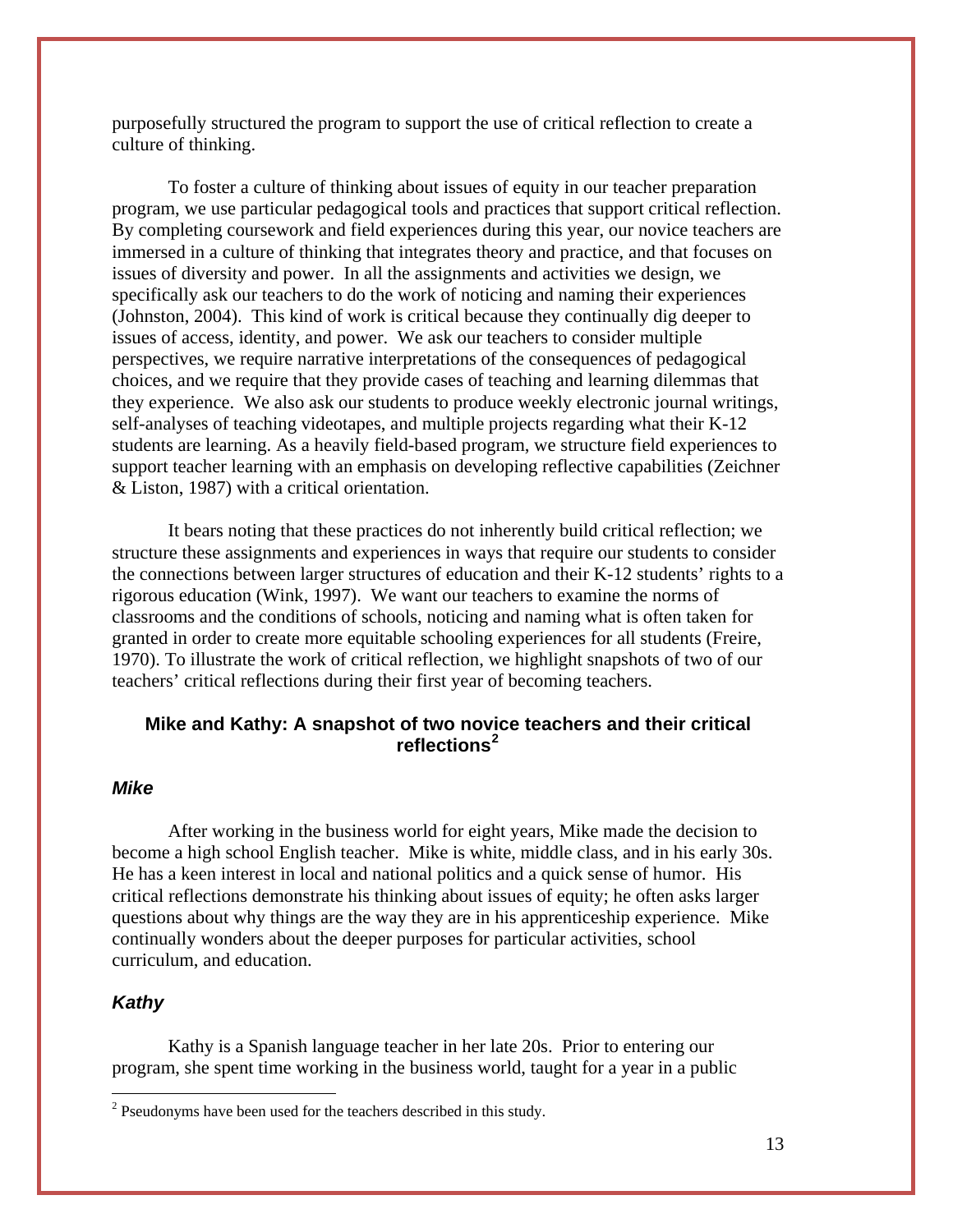purposefully structured the program to support the use of critical reflection to create a culture of thinking.

To foster a culture of thinking about issues of equity in our teacher preparation program, we use particular pedagogical tools and practices that support critical reflection. By completing coursework and field experiences during this year, our novice teachers are immersed in a culture of thinking that integrates theory and practice, and that focuses on issues of diversity and power. In all the assignments and activities we design, we specifically ask our teachers to do the work of noticing and naming their experiences (Johnston, 2004). This kind of work is critical because they continually dig deeper to issues of access, identity, and power. We ask our teachers to consider multiple perspectives, we require narrative interpretations of the consequences of pedagogical choices, and we require that they provide cases of teaching and learning dilemmas that they experience. We also ask our students to produce weekly electronic journal writings, self-analyses of teaching videotapes, and multiple projects regarding what their K-12 students are learning. As a heavily field-based program, we structure field experiences to support teacher learning with an emphasis on developing reflective capabilities (Zeichner & Liston, 1987) with a critical orientation.

It bears noting that these practices do not inherently build critical reflection; we structure these assignments and experiences in ways that require our students to consider the connections between larger structures of education and their K-12 students' rights to a rigorous education (Wink, 1997). We want our teachers to examine the norms of classrooms and the conditions of schools, noticing and naming what is often taken for granted in order to create more equitable schooling experiences for all students (Freire, 1970). To illustrate the work of critical reflection, we highlight snapshots of two of our teachers' critical reflections during their first year of becoming teachers.

## Mike and Kathy: A snapshot of two novice teachers and their critical reflections[2]

### *Mike*

After working in the business world for eight years, Mike made the decision to become a high school English teacher. Mike is white, middle class, and in his early 30s. He has a keen interest in local and national politics and a quick sense of humor. His critical reflections demonstrate his thinking about issues of equity; he often asks larger questions about why things are the way they are in his apprenticeship experience. Mike continually wonders about the deeper purposes for particular activities, school curriculum, and education.

### *Kathy*

Kathy is a Spanish language teacher in her late 20s. Prior to entering our program, she spent time working in the business world, taught for a year in a public

[2] Pseudonyms have been used for the teachers described in this study.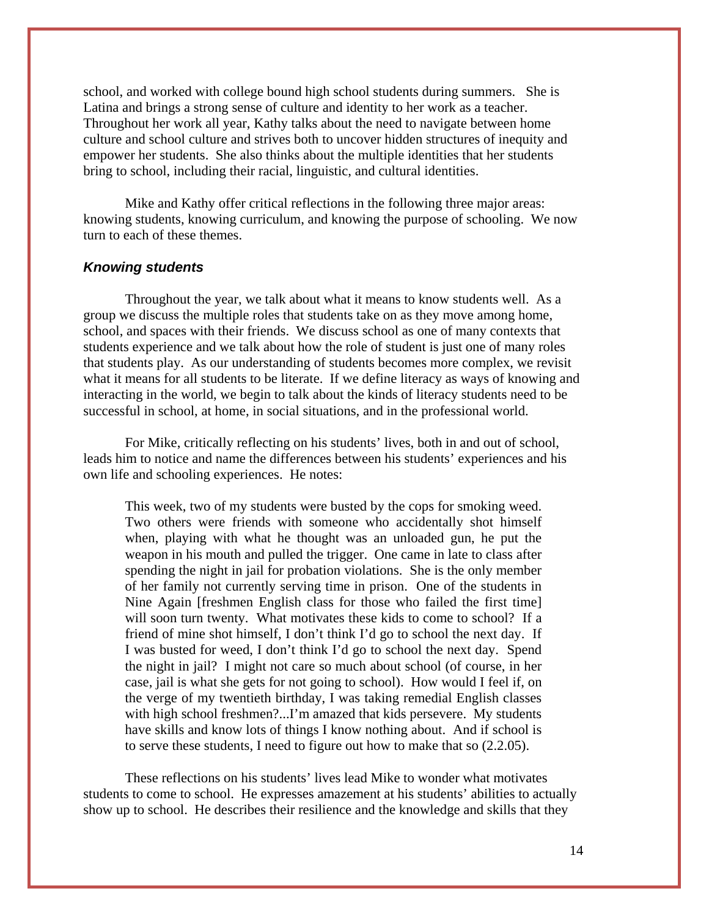school, and worked with college bound high school students during summers. She is Latina and brings a strong sense of culture and identity to her work as a teacher. Throughout her work all year, Kathy talks about the need to navigate between home culture and school culture and strives both to uncover hidden structures of inequity and empower her students. She also thinks about the multiple identities that her students bring to school, including their racial, linguistic, and cultural identities.

Mike and Kathy offer critical reflections in the following three major areas: knowing students, knowing curriculum, and knowing the purpose of schooling. We now turn to each of these themes.

### *Knowing students*

Throughout the year, we talk about what it means to know students well. As a group we discuss the multiple roles that students take on as they move among home, school, and spaces with their friends. We discuss school as one of many contexts that students experience and we talk about how the role of student is just one of many roles that students play. As our understanding of students becomes more complex, we revisit what it means for all students to be literate. If we define literacy as ways of knowing and interacting in the world, we begin to talk about the kinds of literacy students need to be successful in school, at home, in social situations, and in the professional world.

For Mike, critically reflecting on his students' lives, both in and out of school, leads him to notice and name the differences between his students' experiences and his own life and schooling experiences. He notes:

> This week, two of my students were busted by the cops for smoking weed. Two others were friends with someone who accidentally shot himself when, playing with what he thought was an unloaded gun, he put the weapon in his mouth and pulled the trigger. One came in late to class after spending the night in jail for probation violations. She is the only member of her family not currently serving time in prison. One of the students in Nine Again [freshmen English class for those who failed the first time] will soon turn twenty. What motivates these kids to come to school? If a friend of mine shot himself, I don't think I'd go to school the next day. If I was busted for weed, I don't think I'd go to school the next day. Spend the night in jail? I might not care so much about school (of course, in her case, jail is what she gets for not going to school). How would I feel if, on the verge of my twentieth birthday, I was taking remedial English classes with high school freshmen?...I'm amazed that kids persevere. My students have skills and know lots of things I know nothing about. And if school is to serve these students, I need to figure out how to make that so (2.2.05).

These reflections on his students' lives lead Mike to wonder what motivates students to come to school. He expresses amazement at his students' abilities to actually show up to school. He describes their resilience and the knowledge and skills that they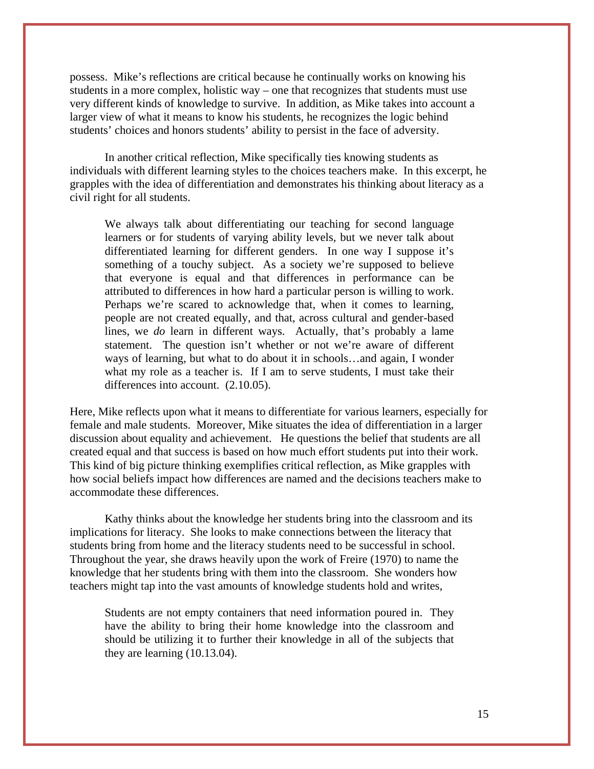possess. Mike's reflections are critical because he continually works on knowing his students in a more complex, holistic way – one that recognizes that students must use very different kinds of knowledge to survive. In addition, as Mike takes into account a larger view of what it means to know his students, he recognizes the logic behind students' choices and honors students' ability to persist in the face of adversity.

In another critical reflection, Mike specifically ties knowing students as individuals with different learning styles to the choices teachers make. In this excerpt, he grapples with the idea of differentiation and demonstrates his thinking about literacy as a civil right for all students.

> We always talk about differentiating our teaching for second language learners or for students of varying ability levels, but we never talk about differentiated learning for different genders. In one way I suppose it's something of a touchy subject. As a society we're supposed to believe that everyone is equal and that differences in performance can be attributed to differences in how hard a particular person is willing to work. Perhaps we're scared to acknowledge that, when it comes to learning, people are not created equally, and that, across cultural and gender-based lines, we *do* learn in different ways. Actually, that's probably a lame statement. The question isn't whether or not we're aware of different ways of learning, but what to do about it in schools…and again, I wonder what my role as a teacher is. If I am to serve students, I must take their differences into account. (2.10.05).

Here, Mike reflects upon what it means to differentiate for various learners, especially for female and male students. Moreover, Mike situates the idea of differentiation in a larger discussion about equality and achievement. He questions the belief that students are all created equal and that success is based on how much effort students put into their work. This kind of big picture thinking exemplifies critical reflection, as Mike grapples with how social beliefs impact how differences are named and the decisions teachers make to accommodate these differences.

Kathy thinks about the knowledge her students bring into the classroom and its implications for literacy. She looks to make connections between the literacy that students bring from home and the literacy students need to be successful in school. Throughout the year, she draws heavily upon the work of Freire (1970) to name the knowledge that her students bring with them into the classroom. She wonders how teachers might tap into the vast amounts of knowledge students hold and writes,

> Students are not empty containers that need information poured in. They have the ability to bring their home knowledge into the classroom and should be utilizing it to further their knowledge in all of the subjects that they are learning (10.13.04).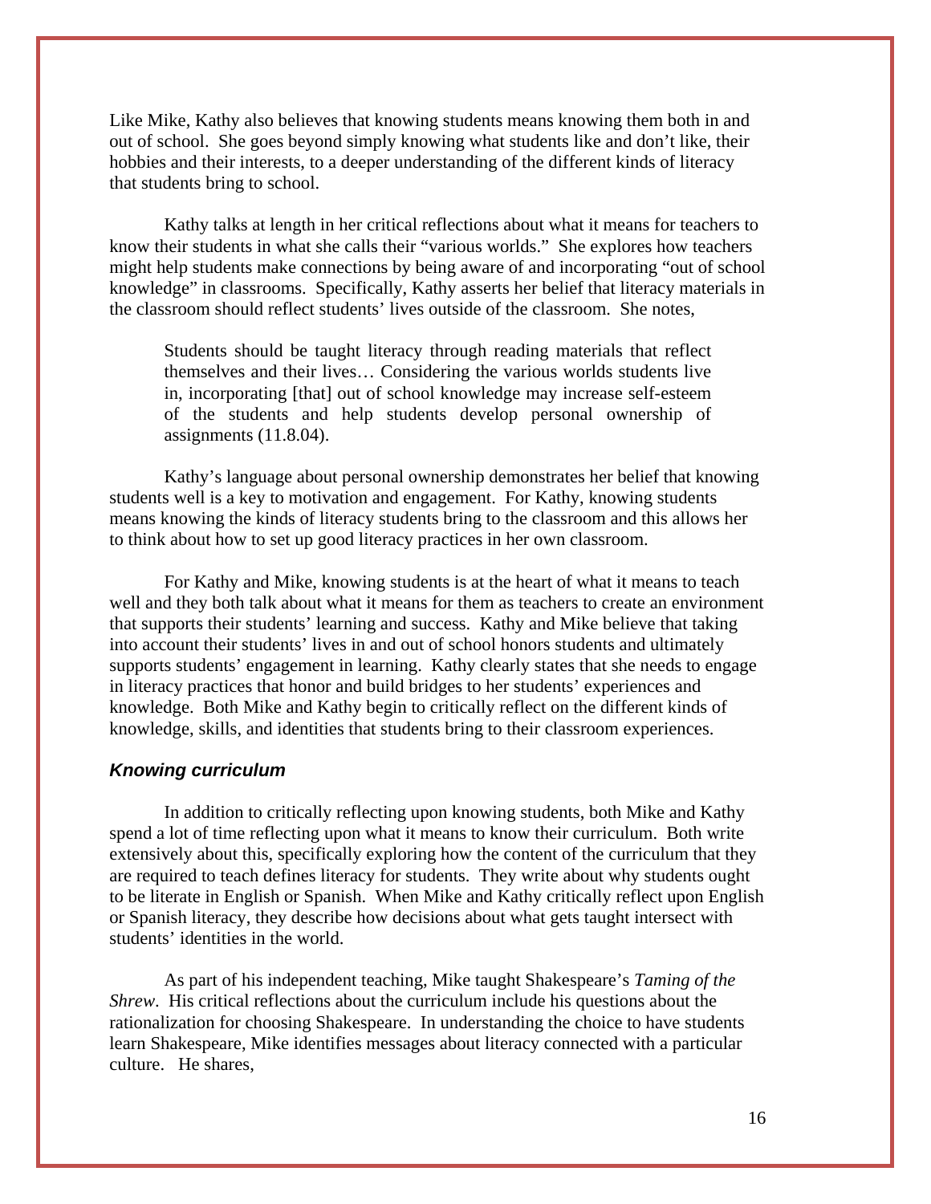Like Mike, Kathy also believes that knowing students means knowing them both in and out of school. She goes beyond simply knowing what students like and don't like, their hobbies and their interests, to a deeper understanding of the different kinds of literacy that students bring to school.

Kathy talks at length in her critical reflections about what it means for teachers to know their students in what she calls their "various worlds." She explores how teachers might help students make connections by being aware of and incorporating "out of school knowledge" in classrooms. Specifically, Kathy asserts her belief that literacy materials in the classroom should reflect students' lives outside of the classroom. She notes,

> Students should be taught literacy through reading materials that reflect themselves and their lives… Considering the various worlds students live in, incorporating [that] out of school knowledge may increase self-esteem of the students and help students develop personal ownership of assignments (11.8.04).

Kathy's language about personal ownership demonstrates her belief that knowing students well is a key to motivation and engagement. For Kathy, knowing students means knowing the kinds of literacy students bring to the classroom and this allows her to think about how to set up good literacy practices in her own classroom.

For Kathy and Mike, knowing students is at the heart of what it means to teach well and they both talk about what it means for them as teachers to create an environment that supports their students' learning and success. Kathy and Mike believe that taking into account their students' lives in and out of school honors students and ultimately supports students' engagement in learning. Kathy clearly states that she needs to engage in literacy practices that honor and build bridges to her students' experiences and knowledge. Both Mike and Kathy begin to critically reflect on the different kinds of knowledge, skills, and identities that students bring to their classroom experiences.

### *Knowing curriculum*

In addition to critically reflecting upon knowing students, both Mike and Kathy spend a lot of time reflecting upon what it means to know their curriculum. Both write extensively about this, specifically exploring how the content of the curriculum that they are required to teach defines literacy for students. They write about why students ought to be literate in English or Spanish. When Mike and Kathy critically reflect upon English or Spanish literacy, they describe how decisions about what gets taught intersect with students' identities in the world.

As part of his independent teaching, Mike taught Shakespeare's *Taming of the Shrew*. His critical reflections about the curriculum include his questions about the rationalization for choosing Shakespeare. In understanding the choice to have students learn Shakespeare, Mike identifies messages about literacy connected with a particular culture. He shares,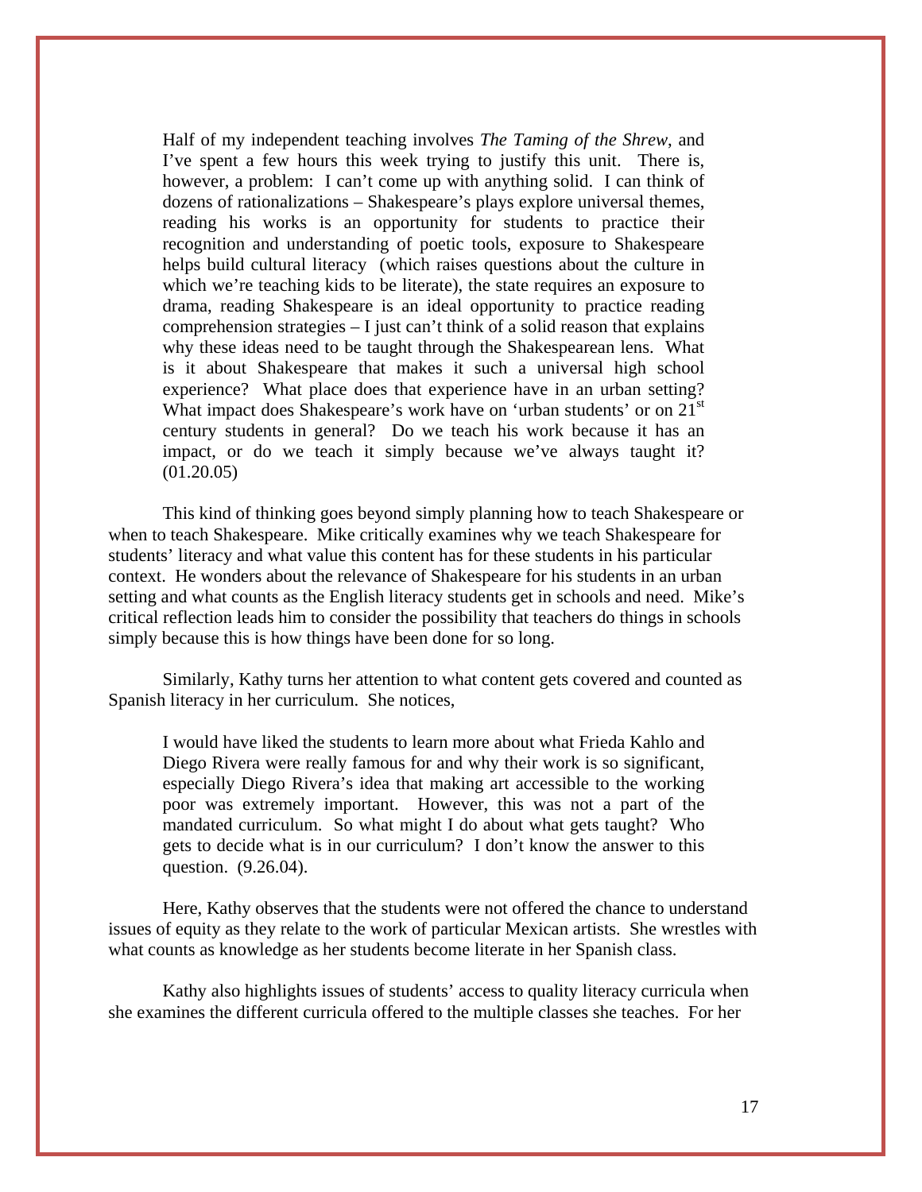> Half of my independent teaching involves *The Taming of the Shrew*, and I've spent a few hours this week trying to justify this unit. There is, however, a problem: I can't come up with anything solid. I can think of dozens of rationalizations – Shakespeare's plays explore universal themes, reading his works is an opportunity for students to practice their recognition and understanding of poetic tools, exposure to Shakespeare helps build cultural literacy (which raises questions about the culture in which we're teaching kids to be literate), the state requires an exposure to drama, reading Shakespeare is an ideal opportunity to practice reading comprehension strategies – I just can't think of a solid reason that explains why these ideas need to be taught through the Shakespearean lens. What is it about Shakespeare that makes it such a universal high school experience? What place does that experience have in an urban setting? What impact does Shakespeare's work have on 'urban students' or on 21st century students in general? Do we teach his work because it has an impact, or do we teach it simply because we've always taught it? (01.20.05)

This kind of thinking goes beyond simply planning how to teach Shakespeare or when to teach Shakespeare. Mike critically examines why we teach Shakespeare for students' literacy and what value this content has for these students in his particular context. He wonders about the relevance of Shakespeare for his students in an urban setting and what counts as the English literacy students get in schools and need. Mike's critical reflection leads him to consider the possibility that teachers do things in schools simply because this is how things have been done for so long.

Similarly, Kathy turns her attention to what content gets covered and counted as Spanish literacy in her curriculum. She notices,

> I would have liked the students to learn more about what Frieda Kahlo and Diego Rivera were really famous for and why their work is so significant, especially Diego Rivera's idea that making art accessible to the working poor was extremely important. However, this was not a part of the mandated curriculum. So what might I do about what gets taught? Who gets to decide what is in our curriculum? I don't know the answer to this question. (9.26.04).

Here, Kathy observes that the students were not offered the chance to understand issues of equity as they relate to the work of particular Mexican artists. She wrestles with what counts as knowledge as her students become literate in her Spanish class.

Kathy also highlights issues of students' access to quality literacy curricula when she examines the different curricula offered to the multiple classes she teaches. For her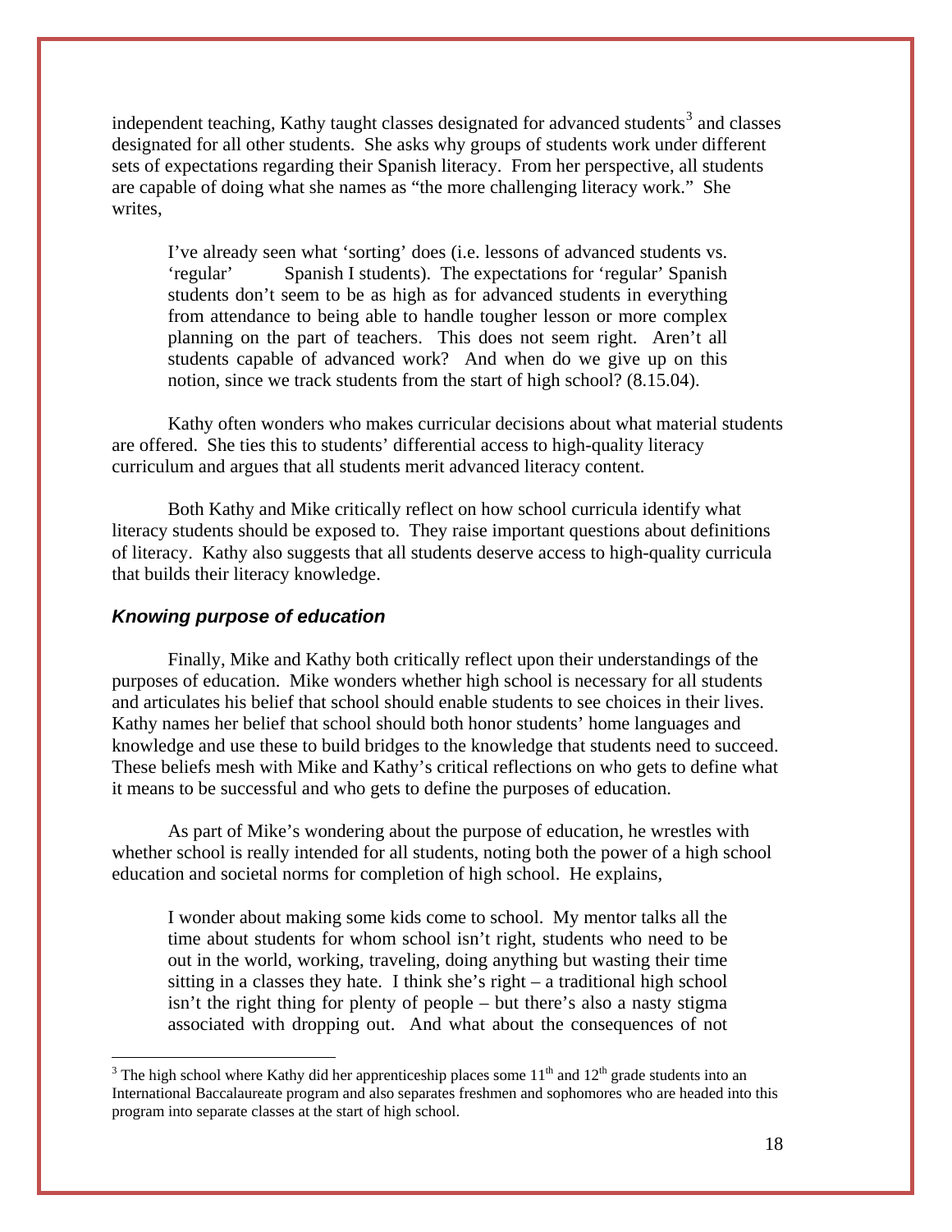independent teaching, Kathy taught classes designated for advanced students[3] and classes designated for all other students. She asks why groups of students work under different sets of expectations regarding their Spanish literacy. From her perspective, all students are capable of doing what she names as "the more challenging literacy work." She writes,

> I've already seen what 'sorting' does (i.e. lessons of advanced students vs. 'regular' Spanish I students). The expectations for 'regular' Spanish students don't seem to be as high as for advanced students in everything from attendance to being able to handle tougher lesson or more complex planning on the part of teachers. This does not seem right. Aren't all students capable of advanced work? And when do we give up on this notion, since we track students from the start of high school? (8.15.04).

Kathy often wonders who makes curricular decisions about what material students are offered. She ties this to students' differential access to high-quality literacy curriculum and argues that all students merit advanced literacy content.

Both Kathy and Mike critically reflect on how school curricula identify what literacy students should be exposed to. They raise important questions about definitions of literacy. Kathy also suggests that all students deserve access to high-quality curricula that builds their literacy knowledge.

### *Knowing purpose of education*

Finally, Mike and Kathy both critically reflect upon their understandings of the purposes of education. Mike wonders whether high school is necessary for all students and articulates his belief that school should enable students to see choices in their lives. Kathy names her belief that school should both honor students' home languages and knowledge and use these to build bridges to the knowledge that students need to succeed. These beliefs mesh with Mike and Kathy's critical reflections on who gets to define what it means to be successful and who gets to define the purposes of education.

As part of Mike's wondering about the purpose of education, he wrestles with whether school is really intended for all students, noting both the power of a high school education and societal norms for completion of high school. He explains,

> I wonder about making some kids come to school. My mentor talks all the time about students for whom school isn't right, students who need to be out in the world, working, traveling, doing anything but wasting their time sitting in a classes they hate. I think she's right – a traditional high school isn't the right thing for plenty of people – but there's also a nasty stigma associated with dropping out. And what about the consequences of not

---

[3] The high school where Kathy did her apprenticeship places some 11th and 12th grade students into an International Baccalaureate program and also separates freshmen and sophomores who are headed into this program into separate classes at the start of high school.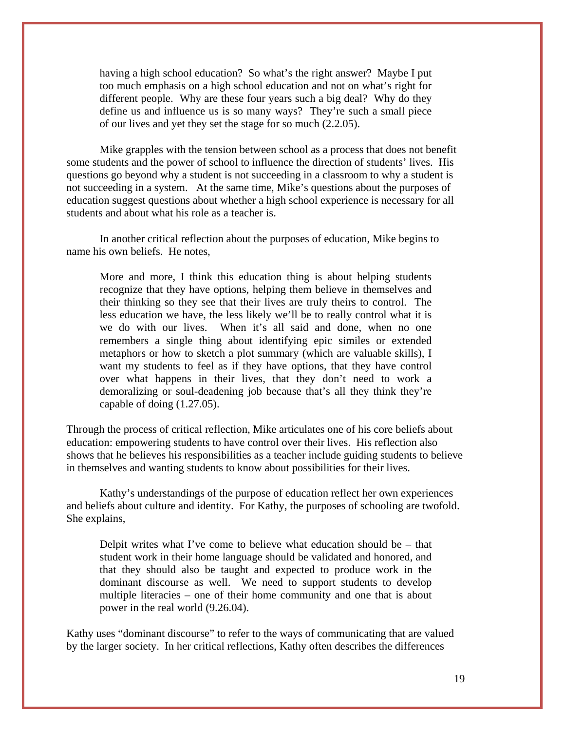> having a high school education? So what's the right answer? Maybe I put too much emphasis on a high school education and not on what's right for different people. Why are these four years such a big deal? Why do they define us and influence us is so many ways? They're such a small piece of our lives and yet they set the stage for so much (2.2.05).

Mike grapples with the tension between school as a process that does not benefit some students and the power of school to influence the direction of students' lives. His questions go beyond why a student is not succeeding in a classroom to why a student is not succeeding in a system. At the same time, Mike's questions about the purposes of education suggest questions about whether a high school experience is necessary for all students and about what his role as a teacher is.

In another critical reflection about the purposes of education, Mike begins to name his own beliefs. He notes,

> More and more, I think this education thing is about helping students recognize that they have options, helping them believe in themselves and their thinking so they see that their lives are truly theirs to control. The less education we have, the less likely we'll be to really control what it is we do with our lives. When it's all said and done, when no one remembers a single thing about identifying epic similes or extended metaphors or how to sketch a plot summary (which are valuable skills), I want my students to feel as if they have options, that they have control over what happens in their lives, that they don't need to work a demoralizing or soul-deadening job because that's all they think they're capable of doing (1.27.05).

Through the process of critical reflection, Mike articulates one of his core beliefs about education: empowering students to have control over their lives. His reflection also shows that he believes his responsibilities as a teacher include guiding students to believe in themselves and wanting students to know about possibilities for their lives.

Kathy's understandings of the purpose of education reflect her own experiences and beliefs about culture and identity. For Kathy, the purposes of schooling are twofold. She explains,

> Delpit writes what I've come to believe what education should be – that student work in their home language should be validated and honored, and that they should also be taught and expected to produce work in the dominant discourse as well. We need to support students to develop multiple literacies – one of their home community and one that is about power in the real world (9.26.04).

Kathy uses "dominant discourse" to refer to the ways of communicating that are valued by the larger society. In her critical reflections, Kathy often describes the differences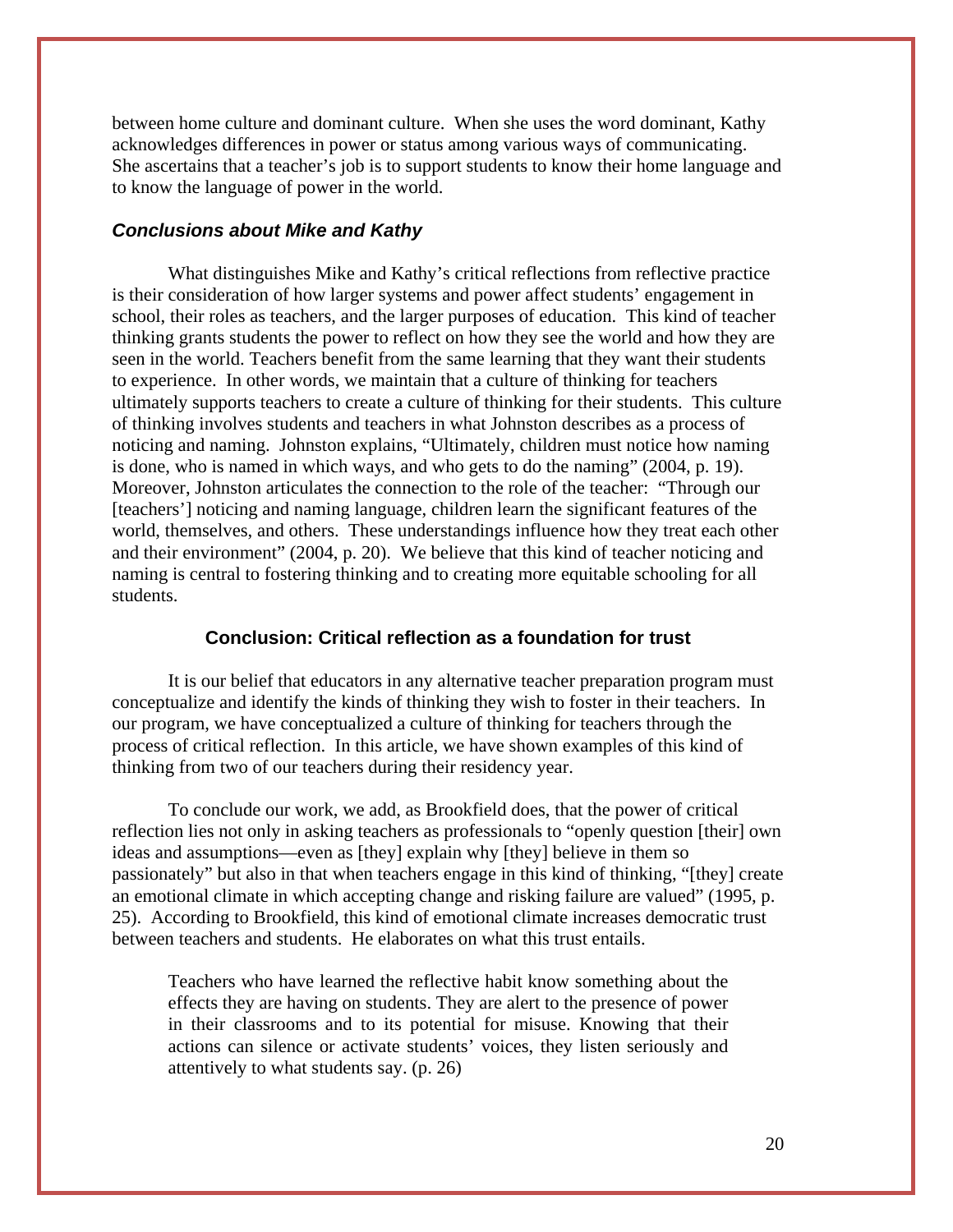between home culture and dominant culture. When she uses the word dominant, Kathy acknowledges differences in power or status among various ways of communicating. She ascertains that a teacher's job is to support students to know their home language and to know the language of power in the world.

### *Conclusions about Mike and Kathy*

What distinguishes Mike and Kathy's critical reflections from reflective practice is their consideration of how larger systems and power affect students' engagement in school, their roles as teachers, and the larger purposes of education. This kind of teacher thinking grants students the power to reflect on how they see the world and how they are seen in the world. Teachers benefit from the same learning that they want their students to experience. In other words, we maintain that a culture of thinking for teachers ultimately supports teachers to create a culture of thinking for their students. This culture of thinking involves students and teachers in what Johnston describes as a process of noticing and naming. Johnston explains, "Ultimately, children must notice how naming is done, who is named in which ways, and who gets to do the naming" (2004, p. 19). Moreover, Johnston articulates the connection to the role of the teacher: "Through our [teachers'] noticing and naming language, children learn the significant features of the world, themselves, and others. These understandings influence how they treat each other and their environment" (2004, p. 20). We believe that this kind of teacher noticing and naming is central to fostering thinking and to creating more equitable schooling for all students.

## Conclusion: Critical reflection as a foundation for trust

It is our belief that educators in any alternative teacher preparation program must conceptualize and identify the kinds of thinking they wish to foster in their teachers. In our program, we have conceptualized a culture of thinking for teachers through the process of critical reflection. In this article, we have shown examples of this kind of thinking from two of our teachers during their residency year.

To conclude our work, we add, as Brookfield does, that the power of critical reflection lies not only in asking teachers as professionals to "openly question [their] own ideas and assumptions—even as [they] explain why [they] believe in them so passionately" but also in that when teachers engage in this kind of thinking, "[they] create an emotional climate in which accepting change and risking failure are valued" (1995, p. 25). According to Brookfield, this kind of emotional climate increases democratic trust between teachers and students. He elaborates on what this trust entails.

> Teachers who have learned the reflective habit know something about the effects they are having on students. They are alert to the presence of power in their classrooms and to its potential for misuse. Knowing that their actions can silence or activate students' voices, they listen seriously and attentively to what students say. (p. 26)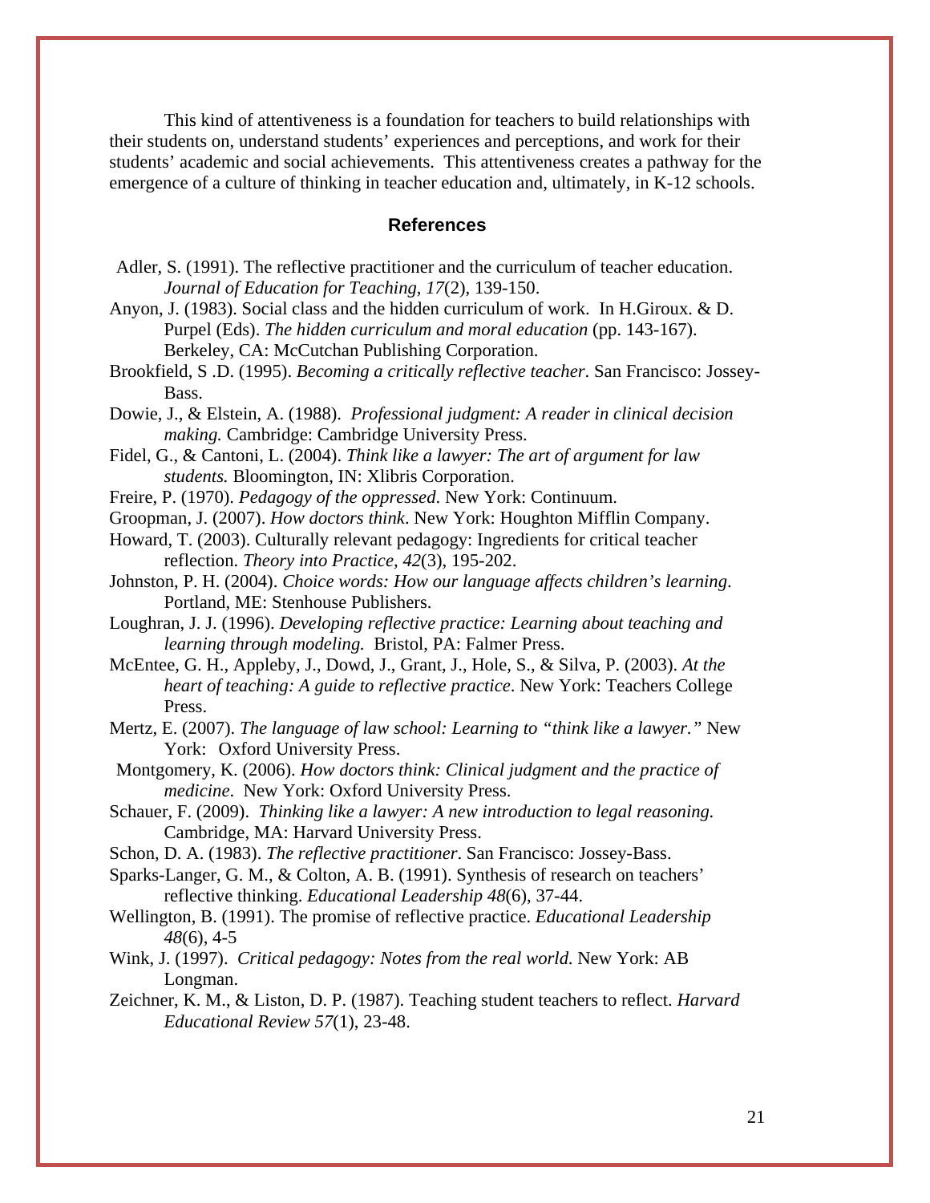This kind of attentiveness is a foundation for teachers to build relationships with their students on, understand students' experiences and perceptions, and work for their students' academic and social achievements. This attentiveness creates a pathway for the emergence of a culture of thinking in teacher education and, ultimately, in K-12 schools.

## References

Adler, S. (1991). The reflective practitioner and the curriculum of teacher education. *Journal of Education for Teaching, 17*(2), 139-150.

Anyon, J. (1983). Social class and the hidden curriculum of work. In H.Giroux. & D. Purpel (Eds). *The hidden curriculum and moral education* (pp. 143-167). Berkeley, CA: McCutchan Publishing Corporation.

Brookfield, S .D. (1995). *Becoming a critically reflective teacher.* San Francisco: Jossey-Bass.

Dowie, J., & Elstein, A. (1988). *Professional judgment: A reader in clinical decision making.* Cambridge: Cambridge University Press.

Fidel, G., & Cantoni, L. (2004). *Think like a lawyer: The art of argument for law students.* Bloomington, IN: Xlibris Corporation.

Freire, P. (1970). *Pedagogy of the oppressed*. New York: Continuum.

Groopman, J. (2007). *How doctors think*. New York: Houghton Mifflin Company.

Howard, T. (2003). Culturally relevant pedagogy: Ingredients for critical teacher reflection. *Theory into Practice, 42*(3), 195-202.

Johnston, P. H. (2004). *Choice words: How our language affects children's learning*. Portland, ME: Stenhouse Publishers.

Loughran, J. J. (1996). *Developing reflective practice: Learning about teaching and learning through modeling.* Bristol, PA: Falmer Press.

McEntee, G. H., Appleby, J., Dowd, J., Grant, J., Hole, S., & Silva, P. (2003). *At the heart of teaching: A guide to reflective practice*. New York: Teachers College Press.

Mertz, E. (2007). *The language of law school: Learning to "think like a lawyer."* New York: Oxford University Press.

Montgomery, K. (2006). *How doctors think: Clinical judgment and the practice of medicine*. New York: Oxford University Press.

Schauer, F. (2009). *Thinking like a lawyer: A new introduction to legal reasoning.* Cambridge, MA: Harvard University Press.

Schon, D. A. (1983). *The reflective practitioner*. San Francisco: Jossey-Bass.

Sparks-Langer, G. M., & Colton, A. B. (1991). Synthesis of research on teachers' reflective thinking. *Educational Leadership 48*(6), 37-44.

Wellington, B. (1991). The promise of reflective practice. *Educational Leadership 48*(6), 4-5

Wink, J. (1997). *Critical pedagogy: Notes from the real world.* New York: AB Longman.

Zeichner, K. M., & Liston, D. P. (1987). Teaching student teachers to reflect. *Harvard Educational Review 57*(1), 23-48.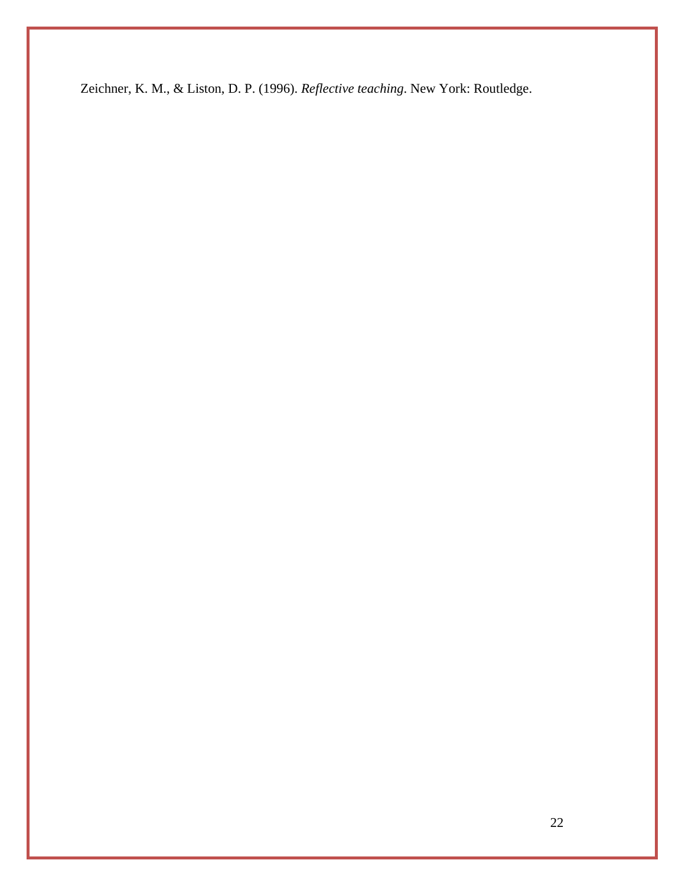Zeichner, K. M., & Liston, D. P. (1996). *Reflective teaching*. New York: Routledge.